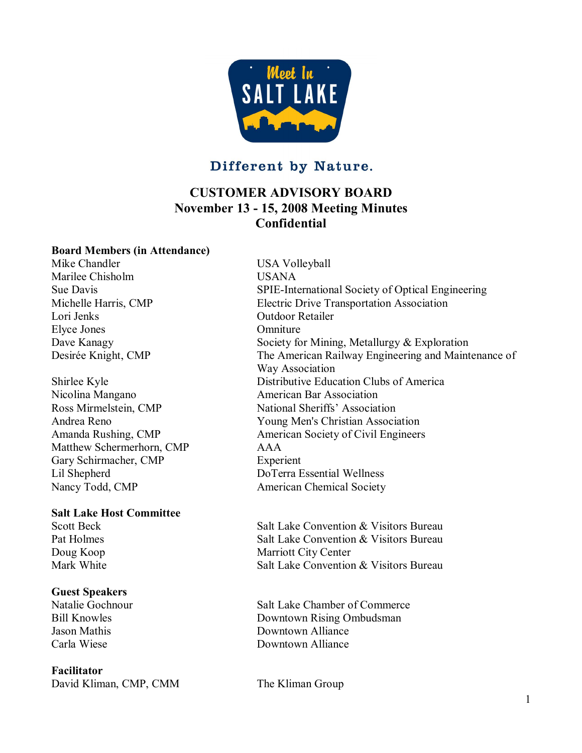Meet In SALT LAKE

Different by Nature.

# CUSTOMER ADVISORY BOARD
## November 13 - 15, 2008 Meeting Minutes
## Confidential

**Board Members (in Attendance)**

| | |
|---|---|
| Mike Chandler | USA Volleyball |
| Marilee Chisholm | USANA |
| Sue Davis | SPIE-International Society of Optical Engineering |
| Michelle Harris, CMP | Electric Drive Transportation Association |
| Lori Jenks | Outdoor Retailer |
| Elyce Jones | Omniture |
| Dave Kanagy | Society for Mining, Metallurgy & Exploration |
| Desirée Knight, CMP | The American Railway Engineering and Maintenance of Way Association |
| Shirlee Kyle | Distributive Education Clubs of America |
| Nicolina Mangano | American Bar Association |
| Ross Mirmelstein, CMP | National Sheriffs' Association |
| Andrea Reno | Young Men's Christian Association |
| Amanda Rushing, CMP | American Society of Civil Engineers |
| Matthew Schermerhorn, CMP | AAA |
| Gary Schirmacher, CMP | Experient |
| Lil Shepherd | DoTerra Essential Wellness |
| Nancy Todd, CMP | American Chemical Society |

**Salt Lake Host Committee**

| | |
|---|---|
| Scott Beck | Salt Lake Convention & Visitors Bureau |
| Pat Holmes | Salt Lake Convention & Visitors Bureau |
| Doug Koop | Marriott City Center |
| Mark White | Salt Lake Convention & Visitors Bureau |

**Guest Speakers**

| | |
|---|---|
| Natalie Gochnour | Salt Lake Chamber of Commerce |
| Bill Knowles | Downtown Rising Ombudsman |
| Jason Mathis | Downtown Alliance |
| Carla Wiese | Downtown Alliance |

**Facilitator**

| | |
|---|---|
| David Kliman, CMP, CMM | The Kliman Group |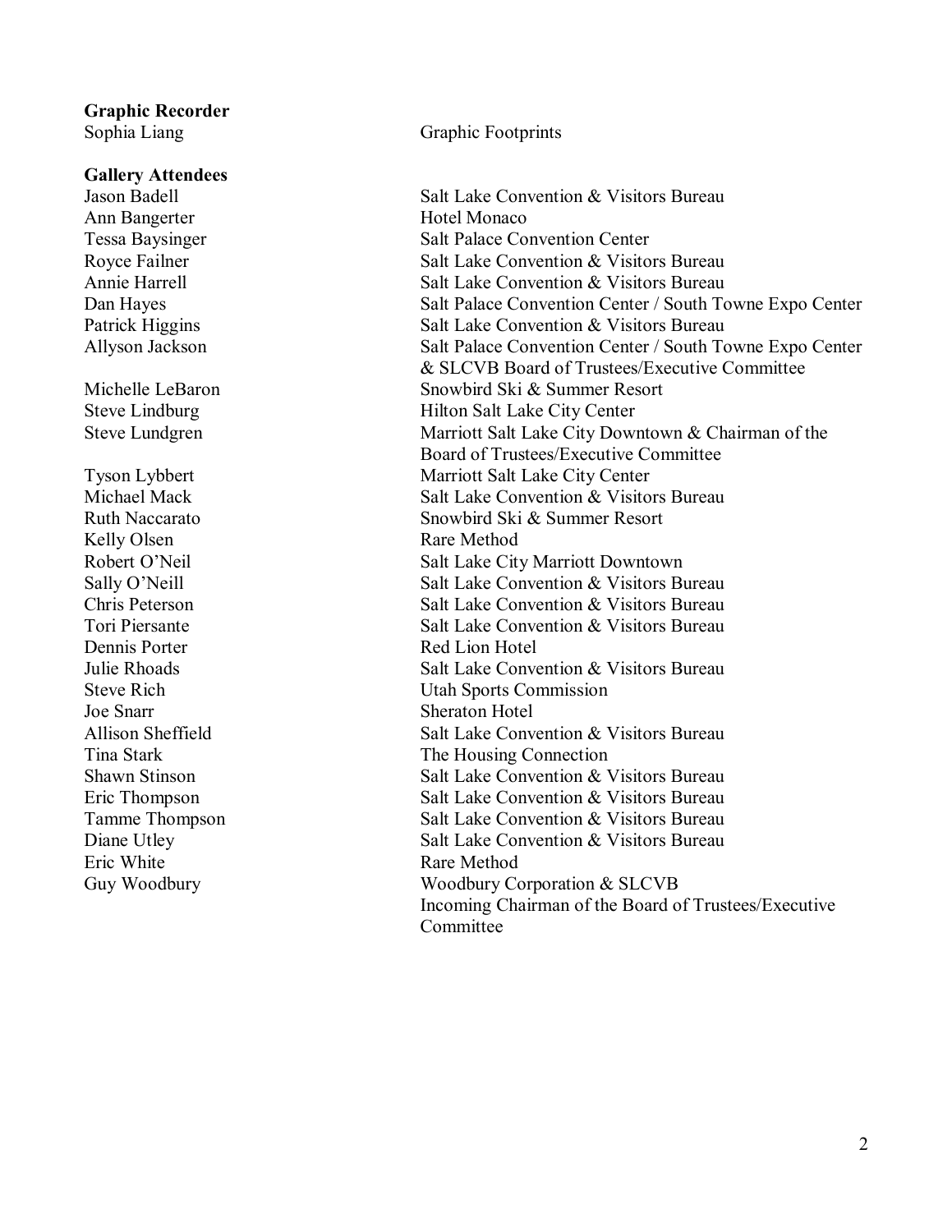**Graphic Recorder**

| | |
|---|---|
| Sophia Liang | Graphic Footprints |

**Gallery Attendees**

| | |
|---|---|
| Jason Badell | Salt Lake Convention & Visitors Bureau |
| Ann Bangerter | Hotel Monaco |
| Tessa Baysinger | Salt Palace Convention Center |
| Royce Failner | Salt Lake Convention & Visitors Bureau |
| Annie Harrell | Salt Lake Convention & Visitors Bureau |
| Dan Hayes | Salt Palace Convention Center / South Towne Expo Center |
| Patrick Higgins | Salt Lake Convention & Visitors Bureau |
| Allyson Jackson | Salt Palace Convention Center / South Towne Expo Center & SLCVB Board of Trustees/Executive Committee |
| Michelle LeBaron | Snowbird Ski & Summer Resort |
| Steve Lindburg | Hilton Salt Lake City Center |
| Steve Lundgren | Marriott Salt Lake City Downtown & Chairman of the Board of Trustees/Executive Committee |
| Tyson Lybbert | Marriott Salt Lake City Center |
| Michael Mack | Salt Lake Convention & Visitors Bureau |
| Ruth Naccarato | Snowbird Ski & Summer Resort |
| Kelly Olsen | Rare Method |
| Robert O'Neil | Salt Lake City Marriott Downtown |
| Sally O'Neill | Salt Lake Convention & Visitors Bureau |
| Chris Peterson | Salt Lake Convention & Visitors Bureau |
| Tori Piersante | Salt Lake Convention & Visitors Bureau |
| Dennis Porter | Red Lion Hotel |
| Julie Rhoads | Salt Lake Convention & Visitors Bureau |
| Steve Rich | Utah Sports Commission |
| Joe Snarr | Sheraton Hotel |
| Allison Sheffield | Salt Lake Convention & Visitors Bureau |
| Tina Stark | The Housing Connection |
| Shawn Stinson | Salt Lake Convention & Visitors Bureau |
| Eric Thompson | Salt Lake Convention & Visitors Bureau |
| Tamme Thompson | Salt Lake Convention & Visitors Bureau |
| Diane Utley | Salt Lake Convention & Visitors Bureau |
| Eric White | Rare Method |
| Guy Woodbury | Woodbury Corporation & SLCVB Incoming Chairman of the Board of Trustees/Executive Committee |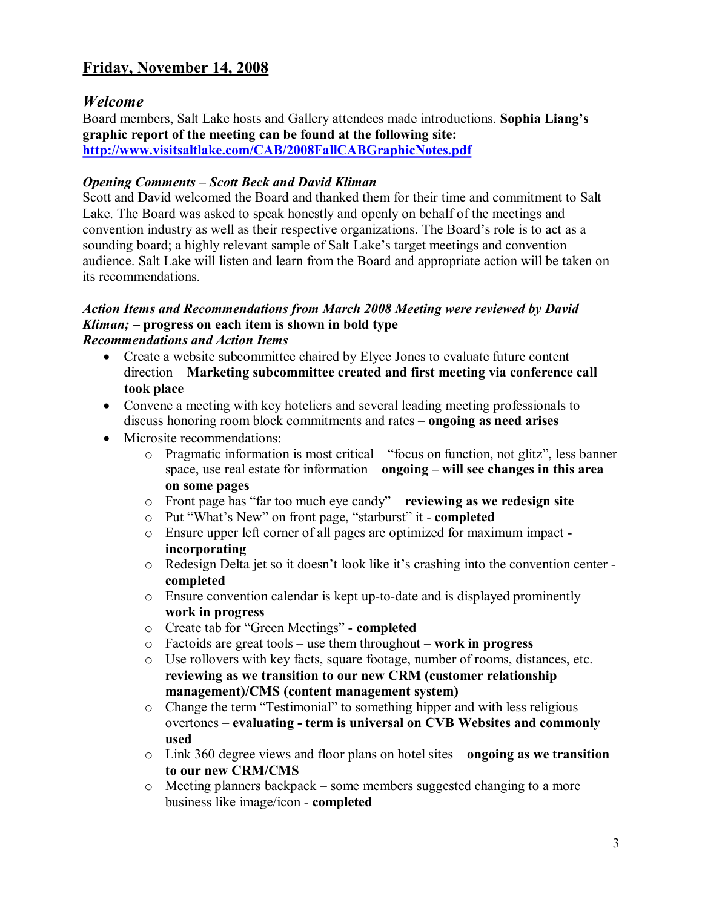## Friday, November 14, 2008

### *Welcome*

Board members, Salt Lake hosts and Gallery attendees made introductions. **Sophia Liang's graphic report of the meeting can be found at the following site: [http://www.visitsaltlake.com/CAB/2008FallCABGraphicNotes.pdf](http://www.visitsaltlake.com/CAB/2008FallCABGraphicNotes.pdf)**

***Opening Comments – Scott Beck and David Kliman***

Scott and David welcomed the Board and thanked them for their time and commitment to Salt Lake. The Board was asked to speak honestly and openly on behalf of the meetings and convention industry as well as their respective organizations. The Board's role is to act as a sounding board; a highly relevant sample of Salt Lake's target meetings and convention audience. Salt Lake will listen and learn from the Board and appropriate action will be taken on its recommendations.

***Action Items and Recommendations from March 2008 Meeting were reviewed by David Kliman;*** **– progress on each item is shown in bold type**

***Recommendations and Action Items***

- Create a website subcommittee chaired by Elyce Jones to evaluate future content direction – **Marketing subcommittee created and first meeting via conference call took place**
- Convene a meeting with key hoteliers and several leading meeting professionals to discuss honoring room block commitments and rates – **ongoing as need arises**
- Microsite recommendations:
  - Pragmatic information is most critical – "focus on function, not glitz", less banner space, use real estate for information – **ongoing – will see changes in this area on some pages**
  - Front page has "far too much eye candy" – **reviewing as we redesign site**
  - Put "What's New" on front page, "starburst" it - **completed**
  - Ensure upper left corner of all pages are optimized for maximum impact - **incorporating**
  - Redesign Delta jet so it doesn't look like it's crashing into the convention center - **completed**
  - Ensure convention calendar is kept up-to-date and is displayed prominently – **work in progress**
  - Create tab for "Green Meetings" - **completed**
  - Factoids are great tools – use them throughout – **work in progress**
  - Use rollovers with key facts, square footage, number of rooms, distances, etc. – **reviewing as we transition to our new CRM (customer relationship management)/CMS (content management system)**
  - Change the term "Testimonial" to something hipper and with less religious overtones – **evaluating - term is universal on CVB Websites and commonly used**
  - Link 360 degree views and floor plans on hotel sites – **ongoing as we transition to our new CRM/CMS**
  - Meeting planners backpack – some members suggested changing to a more business like image/icon - **completed**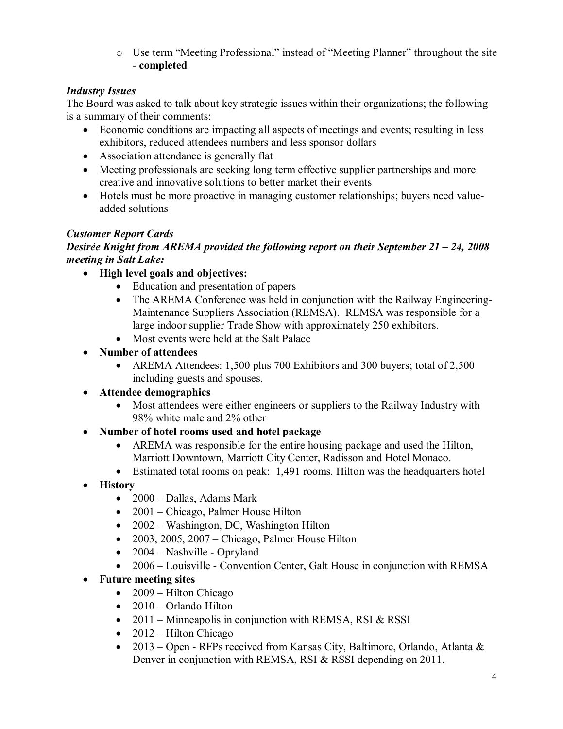- Use term "Meeting Professional" instead of "Meeting Planner" throughout the site - **completed**

***Industry Issues***

The Board was asked to talk about key strategic issues within their organizations; the following is a summary of their comments:

- Economic conditions are impacting all aspects of meetings and events; resulting in less exhibitors, reduced attendees numbers and less sponsor dollars
- Association attendance is generally flat
- Meeting professionals are seeking long term effective supplier partnerships and more creative and innovative solutions to better market their events
- Hotels must be more proactive in managing customer relationships; buyers need value-added solutions

***Customer Report Cards***

***Desirée Knight from AREMA provided the following report on their September 21 – 24, 2008 meeting in Salt Lake:***

- **High level goals and objectives:**
  - Education and presentation of papers
  - The AREMA Conference was held in conjunction with the Railway Engineering-Maintenance Suppliers Association (REMSA). REMSA was responsible for a large indoor supplier Trade Show with approximately 250 exhibitors.
  - Most events were held at the Salt Palace
- **Number of attendees**
  - AREMA Attendees: 1,500 plus 700 Exhibitors and 300 buyers; total of 2,500 including guests and spouses.
- **Attendee demographics**
  - Most attendees were either engineers or suppliers to the Railway Industry with 98% white male and 2% other
- **Number of hotel rooms used and hotel package**
  - AREMA was responsible for the entire housing package and used the Hilton, Marriott Downtown, Marriott City Center, Radisson and Hotel Monaco.
  - Estimated total rooms on peak: 1,491 rooms. Hilton was the headquarters hotel
- **History**
  - 2000 – Dallas, Adams Mark
  - 2001 – Chicago, Palmer House Hilton
  - 2002 – Washington, DC, Washington Hilton
  - 2003, 2005, 2007 – Chicago, Palmer House Hilton
  - 2004 – Nashville - Opryland
  - 2006 – Louisville - Convention Center, Galt House in conjunction with REMSA
- **Future meeting sites**
  - 2009 – Hilton Chicago
  - 2010 – Orlando Hilton
  - 2011 – Minneapolis in conjunction with REMSA, RSI & RSSI
  - 2012 – Hilton Chicago
  - 2013 – Open - RFPs received from Kansas City, Baltimore, Orlando, Atlanta & Denver in conjunction with REMSA, RSI & RSSI depending on 2011.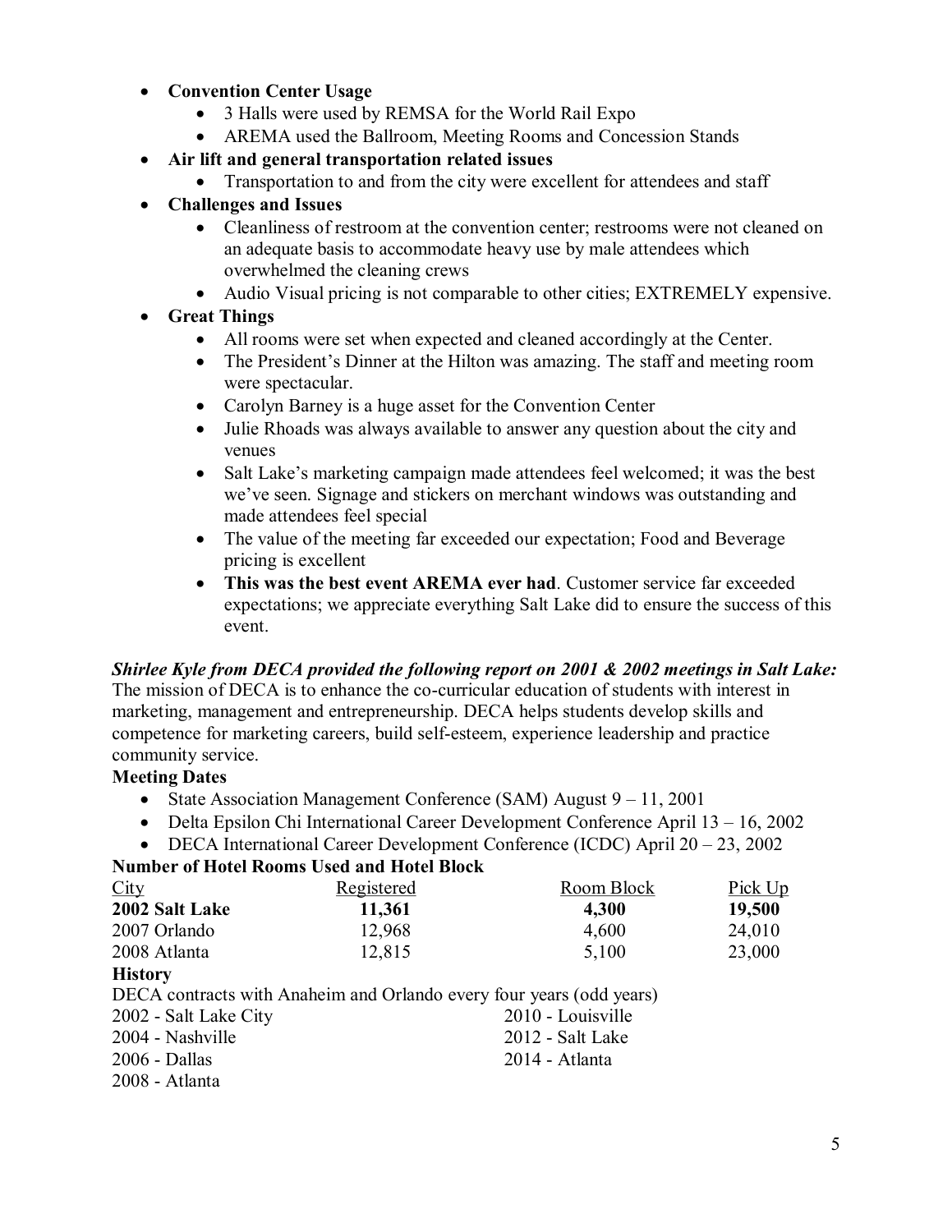- **Convention Center Usage**
  - 3 Halls were used by REMSA for the World Rail Expo
  - AREMA used the Ballroom, Meeting Rooms and Concession Stands
- **Air lift and general transportation related issues**
  - Transportation to and from the city were excellent for attendees and staff
- **Challenges and Issues**
  - Cleanliness of restroom at the convention center; restrooms were not cleaned on an adequate basis to accommodate heavy use by male attendees which overwhelmed the cleaning crews
  - Audio Visual pricing is not comparable to other cities; EXTREMELY expensive.
- **Great Things**
  - All rooms were set when expected and cleaned accordingly at the Center.
  - The President's Dinner at the Hilton was amazing. The staff and meeting room were spectacular.
  - Carolyn Barney is a huge asset for the Convention Center
  - Julie Rhoads was always available to answer any question about the city and venues
  - Salt Lake's marketing campaign made attendees feel welcomed; it was the best we've seen. Signage and stickers on merchant windows was outstanding and made attendees feel special
  - The value of the meeting far exceeded our expectation; Food and Beverage pricing is excellent
  - **This was the best event AREMA ever had**. Customer service far exceeded expectations; we appreciate everything Salt Lake did to ensure the success of this event.

***Shirlee Kyle from DECA provided the following report on 2001 & 2002 meetings in Salt Lake:***

The mission of DECA is to enhance the co-curricular education of students with interest in marketing, management and entrepreneurship. DECA helps students develop skills and competence for marketing careers, build self-esteem, experience leadership and practice community service.

**Meeting Dates**

- State Association Management Conference (SAM) August 9 – 11, 2001
- Delta Epsilon Chi International Career Development Conference April 13 – 16, 2002
- DECA International Career Development Conference (ICDC) April 20 – 23, 2002

**Number of Hotel Rooms Used and Hotel Block**

| City | Registered | Room Block | Pick Up |
|---|---|---|---|
| **2002 Salt Lake** | **11,361** | **4,300** | **19,500** |
| 2007 Orlando | 12,968 | 4,600 | 24,010 |
| 2008 Atlanta | 12,815 | 5,100 | 23,000 |

**History**

DECA contracts with Anaheim and Orlando every four years (odd years)

2002 - Salt Lake City
2004 - Nashville
2006 - Dallas
2008 - Atlanta
2010 - Louisville
2012 - Salt Lake
2014 - Atlanta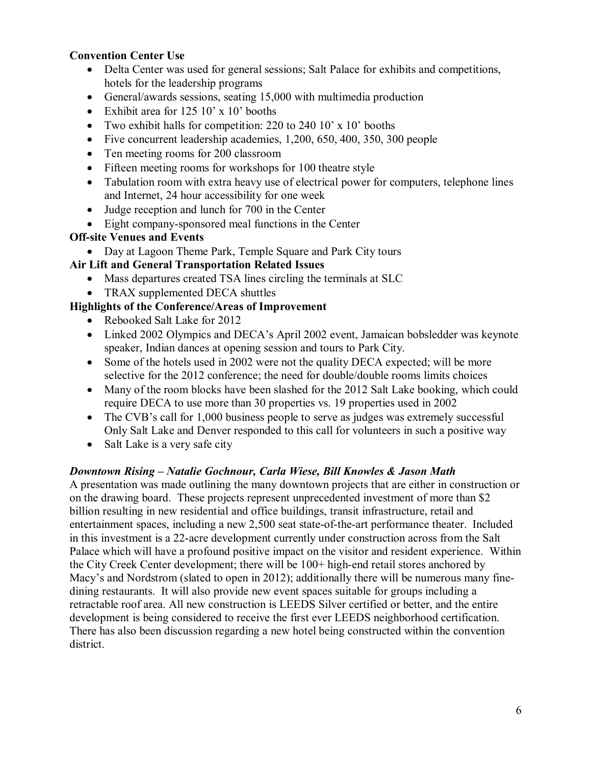**Convention Center Use**

- Delta Center was used for general sessions; Salt Palace for exhibits and competitions, hotels for the leadership programs
- General/awards sessions, seating 15,000 with multimedia production
- Exhibit area for 125 10' x 10' booths
- Two exhibit halls for competition: 220 to 240 10' x 10' booths
- Five concurrent leadership academies, 1,200, 650, 400, 350, 300 people
- Ten meeting rooms for 200 classroom
- Fifteen meeting rooms for workshops for 100 theatre style
- Tabulation room with extra heavy use of electrical power for computers, telephone lines and Internet, 24 hour accessibility for one week
- Judge reception and lunch for 700 in the Center
- Eight company-sponsored meal functions in the Center

**Off-site Venues and Events**

- Day at Lagoon Theme Park, Temple Square and Park City tours

**Air Lift and General Transportation Related Issues**

- Mass departures created TSA lines circling the terminals at SLC
- TRAX supplemented DECA shuttles

**Highlights of the Conference/Areas of Improvement**

- Rebooked Salt Lake for 2012
- Linked 2002 Olympics and DECA's April 2002 event, Jamaican bobsledder was keynote speaker, Indian dances at opening session and tours to Park City.
- Some of the hotels used in 2002 were not the quality DECA expected; will be more selective for the 2012 conference; the need for double/double rooms limits choices
- Many of the room blocks have been slashed for the 2012 Salt Lake booking, which could require DECA to use more than 30 properties vs. 19 properties used in 2002
- The CVB's call for 1,000 business people to serve as judges was extremely successful Only Salt Lake and Denver responded to this call for volunteers in such a positive way
- Salt Lake is a very safe city

***Downtown Rising – Natalie Gochnour, Carla Wiese, Bill Knowles & Jason Math***

A presentation was made outlining the many downtown projects that are either in construction or on the drawing board. These projects represent unprecedented investment of more than $2 billion resulting in new residential and office buildings, transit infrastructure, retail and entertainment spaces, including a new 2,500 seat state-of-the-art performance theater. Included in this investment is a 22-acre development currently under construction across from the Salt Palace which will have a profound positive impact on the visitor and resident experience. Within the City Creek Center development; there will be 100+ high-end retail stores anchored by Macy's and Nordstrom (slated to open in 2012); additionally there will be numerous many fine-dining restaurants. It will also provide new event spaces suitable for groups including a retractable roof area. All new construction is LEEDS Silver certified or better, and the entire development is being considered to receive the first ever LEEDS neighborhood certification. There has also been discussion regarding a new hotel being constructed within the convention district.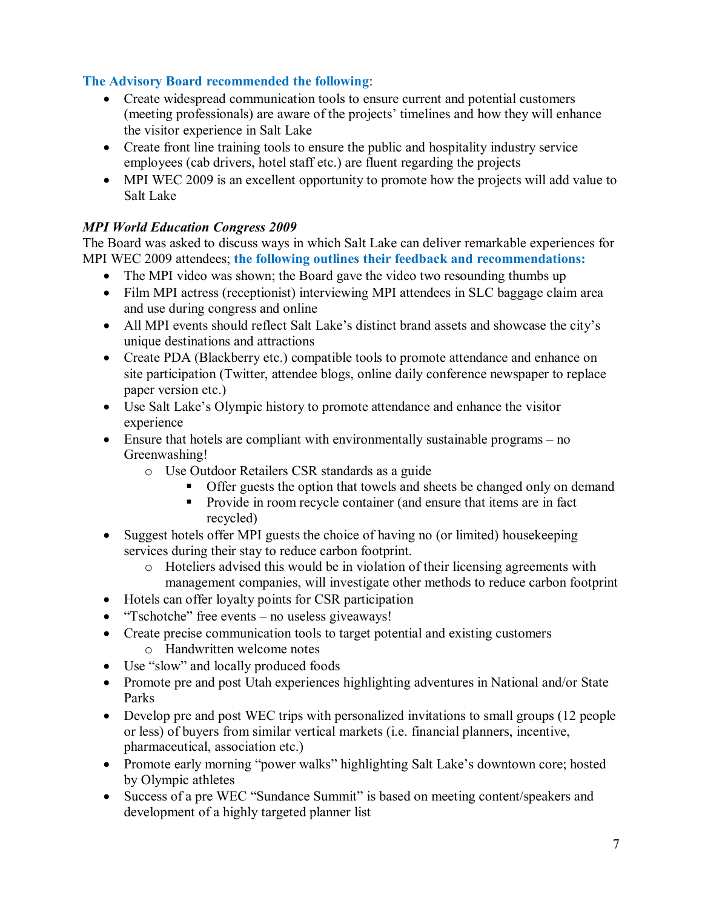**The Advisory Board recommended the following**:

- Create widespread communication tools to ensure current and potential customers (meeting professionals) are aware of the projects' timelines and how they will enhance the visitor experience in Salt Lake
- Create front line training tools to ensure the public and hospitality industry service employees (cab drivers, hotel staff etc.) are fluent regarding the projects
- MPI WEC 2009 is an excellent opportunity to promote how the projects will add value to Salt Lake

***MPI World Education Congress 2009***

The Board was asked to discuss ways in which Salt Lake can deliver remarkable experiences for MPI WEC 2009 attendees; **the following outlines their feedback and recommendations:**

- The MPI video was shown; the Board gave the video two resounding thumbs up
- Film MPI actress (receptionist) interviewing MPI attendees in SLC baggage claim area and use during congress and online
- All MPI events should reflect Salt Lake's distinct brand assets and showcase the city's unique destinations and attractions
- Create PDA (Blackberry etc.) compatible tools to promote attendance and enhance on site participation (Twitter, attendee blogs, online daily conference newspaper to replace paper version etc.)
- Use Salt Lake's Olympic history to promote attendance and enhance the visitor experience
- Ensure that hotels are compliant with environmentally sustainable programs – no Greenwashing!
  - Use Outdoor Retailers CSR standards as a guide
    - Offer guests the option that towels and sheets be changed only on demand
    - Provide in room recycle container (and ensure that items are in fact recycled)
- Suggest hotels offer MPI guests the choice of having no (or limited) housekeeping services during their stay to reduce carbon footprint.
  - Hoteliers advised this would be in violation of their licensing agreements with management companies, will investigate other methods to reduce carbon footprint
- Hotels can offer loyalty points for CSR participation
- "Tschotche" free events – no useless giveaways!
- Create precise communication tools to target potential and existing customers
  - Handwritten welcome notes
- Use "slow" and locally produced foods
- Promote pre and post Utah experiences highlighting adventures in National and/or State Parks
- Develop pre and post WEC trips with personalized invitations to small groups (12 people or less) of buyers from similar vertical markets (i.e. financial planners, incentive, pharmaceutical, association etc.)
- Promote early morning "power walks" highlighting Salt Lake's downtown core; hosted by Olympic athletes
- Success of a pre WEC "Sundance Summit" is based on meeting content/speakers and development of a highly targeted planner list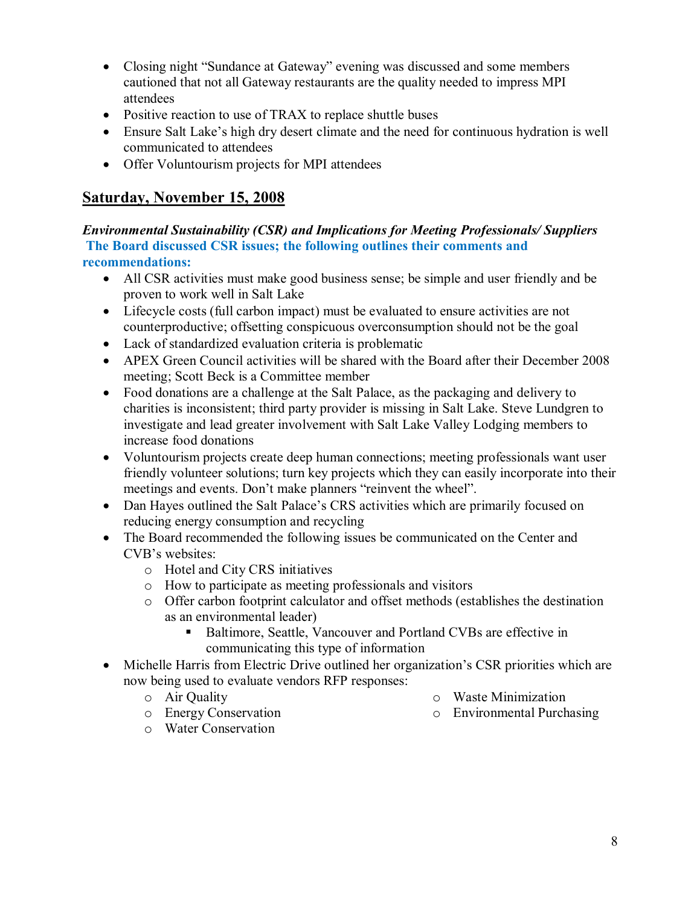- Closing night "Sundance at Gateway" evening was discussed and some members cautioned that not all Gateway restaurants are the quality needed to impress MPI attendees
- Positive reaction to use of TRAX to replace shuttle buses
- Ensure Salt Lake's high dry desert climate and the need for continuous hydration is well communicated to attendees
- Offer Voluntourism projects for MPI attendees

## Saturday, November 15, 2008

***Environmental Sustainability (CSR) and Implications for Meeting Professionals/ Suppliers***

**The Board discussed CSR issues; the following outlines their comments and recommendations:**

- All CSR activities must make good business sense; be simple and user friendly and be proven to work well in Salt Lake
- Lifecycle costs (full carbon impact) must be evaluated to ensure activities are not counterproductive; offsetting conspicuous overconsumption should not be the goal
- Lack of standardized evaluation criteria is problematic
- APEX Green Council activities will be shared with the Board after their December 2008 meeting; Scott Beck is a Committee member
- Food donations are a challenge at the Salt Palace, as the packaging and delivery to charities is inconsistent; third party provider is missing in Salt Lake. Steve Lundgren to investigate and lead greater involvement with Salt Lake Valley Lodging members to increase food donations
- Voluntourism projects create deep human connections; meeting professionals want user friendly volunteer solutions; turn key projects which they can easily incorporate into their meetings and events. Don't make planners "reinvent the wheel".
- Dan Hayes outlined the Salt Palace's CRS activities which are primarily focused on reducing energy consumption and recycling
- The Board recommended the following issues be communicated on the Center and CVB's websites:
  - Hotel and City CRS initiatives
  - How to participate as meeting professionals and visitors
  - Offer carbon footprint calculator and offset methods (establishes the destination as an environmental leader)
    - Baltimore, Seattle, Vancouver and Portland CVBs are effective in communicating this type of information
- Michelle Harris from Electric Drive outlined her organization's CSR priorities which are now being used to evaluate vendors RFP responses:
  - Air Quality
  - Energy Conservation
  - Water Conservation
  - Waste Minimization
  - Environmental Purchasing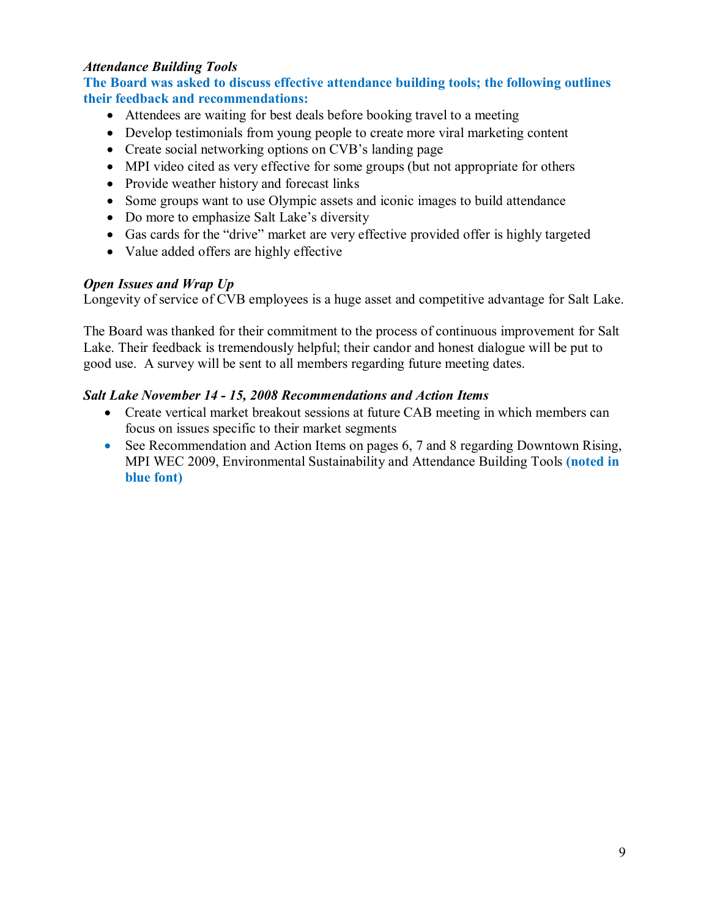***Attendance Building Tools***

**The Board was asked to discuss effective attendance building tools; the following outlines their feedback and recommendations:**

- Attendees are waiting for best deals before booking travel to a meeting
- Develop testimonials from young people to create more viral marketing content
- Create social networking options on CVB's landing page
- MPI video cited as very effective for some groups (but not appropriate for others
- Provide weather history and forecast links
- Some groups want to use Olympic assets and iconic images to build attendance
- Do more to emphasize Salt Lake's diversity
- Gas cards for the "drive" market are very effective provided offer is highly targeted
- Value added offers are highly effective

***Open Issues and Wrap Up***

Longevity of service of CVB employees is a huge asset and competitive advantage for Salt Lake.

The Board was thanked for their commitment to the process of continuous improvement for Salt Lake. Their feedback is tremendously helpful; their candor and honest dialogue will be put to good use. A survey will be sent to all members regarding future meeting dates.

***Salt Lake November 14 - 15, 2008 Recommendations and Action Items***

- Create vertical market breakout sessions at future CAB meeting in which members can focus on issues specific to their market segments
- See Recommendation and Action Items on pages 6, 7 and 8 regarding Downtown Rising, MPI WEC 2009, Environmental Sustainability and Attendance Building Tools **(noted in blue font)**